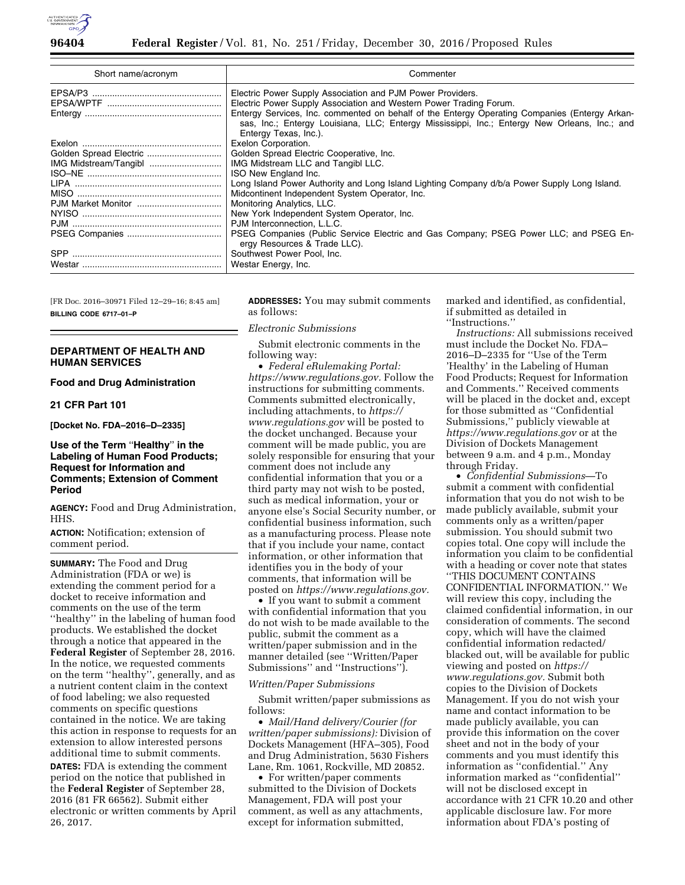| Short name/acronym | Commenter |
| --- | --- |
| EPSA/P3 | Electric Power Supply Association and PJM Power Providers. |
| EPSA/WPTF | Electric Power Supply Association and Western Power Trading Forum. |
| Entergy | Entergy Services, Inc. commented on behalf of the Entergy Operating Companies (Entergy Arkansas, Inc.; Entergy Louisiana, LLC; Entergy Mississippi, Inc.; Entergy New Orleans, Inc.; and Entergy Texas, Inc.). |
| Exelon | Exelon Corporation. |
| Golden Spread Electric | Golden Spread Electric Cooperative, Inc. |
| IMG Midstream/Tangibl | IMG Midstream LLC and Tangibl LLC. |
| ISO–NE | ISO New England Inc. |
| LIPA | Long Island Power Authority and Long Island Lighting Company d/b/a Power Supply Long Island. |
| MISO | Midcontinent Independent System Operator, Inc. |
| PJM Market Monitor | Monitoring Analytics, LLC. |
| NYISO | New York Independent System Operator, Inc. |
| PJM | PJM Interconnection, L.L.C. |
| PSEG Companies | PSEG Companies (Public Service Electric and Gas Company; PSEG Power LLC; and PSEG Energy Resources & Trade LLC). |
| SPP | Southwest Power Pool, Inc. |
| Westar | Westar Energy, Inc. |

[FR Doc. 2016–30971 Filed 12–29–16; 8:45 am]

**BILLING CODE 6717–01–P**

## DEPARTMENT OF HEALTH AND HUMAN SERVICES

### Food and Drug Administration

### 21 CFR Part 101

**[Docket No. FDA–2016–D–2335]**

### Use of the Term "Healthy" in the Labeling of Human Food Products; Request for Information and Comments; Extension of Comment Period

**AGENCY:** Food and Drug Administration, HHS.

**ACTION:** Notification; extension of comment period.

**SUMMARY:** The Food and Drug Administration (FDA or we) is extending the comment period for a docket to receive information and comments on the use of the term ''healthy'' in the labeling of human food products. We established the docket through a notice that appeared in the **Federal Register** of September 28, 2016. In the notice, we requested comments on the term ''healthy'', generally, and as a nutrient content claim in the context of food labeling; we also requested comments on specific questions contained in the notice. We are taking this action in response to requests for an extension to allow interested persons additional time to submit comments.

**DATES:** FDA is extending the comment period on the notice that published in the **Federal Register** of September 28, 2016 (81 FR 66562). Submit either electronic or written comments by April 26, 2017.

**ADDRESSES:** You may submit comments as follows:

*Electronic Submissions*

Submit electronic comments in the following way:

- *Federal eRulemaking Portal: https://www.regulations.gov.* Follow the instructions for submitting comments. Comments submitted electronically, including attachments, to *https://www.regulations.gov* will be posted to the docket unchanged. Because your comment will be made public, you are solely responsible for ensuring that your comment does not include any confidential information that you or a third party may not wish to be posted, such as medical information, your or anyone else's Social Security number, or confidential business information, such as a manufacturing process. Please note that if you include your name, contact information, or other information that identifies you in the body of your comments, that information will be posted on *https://www.regulations.gov.*
- If you want to submit a comment with confidential information that you do not wish to be made available to the public, submit the comment as a written/paper submission and in the manner detailed (see ''Written/Paper Submissions'' and ''Instructions'').

*Written/Paper Submissions*

Submit written/paper submissions as follows:

- *Mail/Hand delivery/Courier (for written/paper submissions):* Division of Dockets Management (HFA–305), Food and Drug Administration, 5630 Fishers Lane, Rm. 1061, Rockville, MD 20852.
- For written/paper comments submitted to the Division of Dockets Management, FDA will post your comment, as well as any attachments, except for information submitted, marked and identified, as confidential, if submitted as detailed in ''Instructions.''

*Instructions:* All submissions received must include the Docket No. FDA–2016–D–2335 for ''Use of the Term 'Healthy' in the Labeling of Human Food Products; Request for Information and Comments.'' Received comments will be placed in the docket and, except for those submitted as ''Confidential Submissions,'' publicly viewable at *https://www.regulations.gov* or at the Division of Dockets Management between 9 a.m. and 4 p.m., Monday through Friday.

- *Confidential Submissions*—To submit a comment with confidential information that you do not wish to be made publicly available, submit your comments only as a written/paper submission. You should submit two copies total. One copy will include the information you claim to be confidential with a heading or cover note that states ''THIS DOCUMENT CONTAINS CONFIDENTIAL INFORMATION.'' We will review this copy, including the claimed confidential information, in our consideration of comments. The second copy, which will have the claimed confidential information redacted/blacked out, will be available for public viewing and posted on *https://www.regulations.gov.* Submit both copies to the Division of Dockets Management. If you do not wish your name and contact information to be made publicly available, you can provide this information on the cover sheet and not in the body of your comments and you must identify this information as ''confidential.'' Any information marked as ''confidential'' will not be disclosed except in accordance with 21 CFR 10.20 and other applicable disclosure law. For more information about FDA's posting of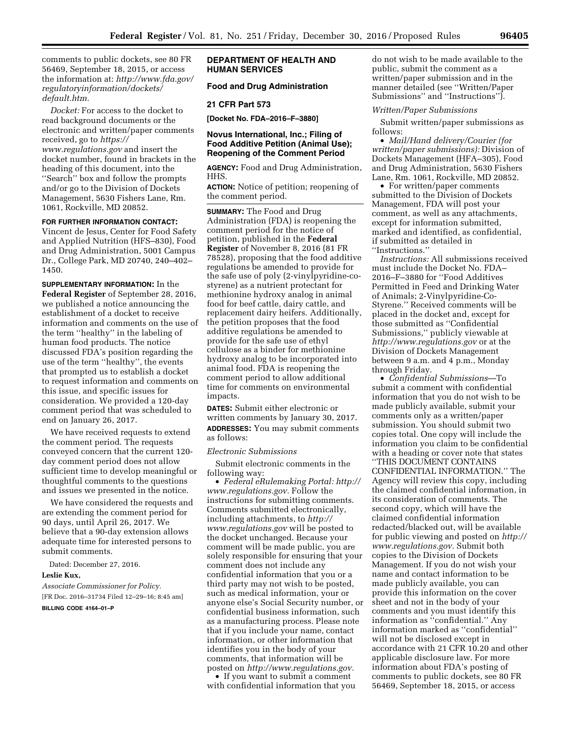comments to public dockets, see 80 FR 56469, September 18, 2015, or access the information at: *http://www.fda.gov/regulatoryinformation/dockets/default.htm.*

*Docket:* For access to the docket to read background documents or the electronic and written/paper comments received, go to *https://www.regulations.gov* and insert the docket number, found in brackets in the heading of this document, into the ''Search'' box and follow the prompts and/or go to the Division of Dockets Management, 5630 Fishers Lane, Rm. 1061, Rockville, MD 20852.

**FOR FURTHER INFORMATION CONTACT:** Vincent de Jesus, Center for Food Safety and Applied Nutrition (HFS–830), Food and Drug Administration, 5001 Campus Dr., College Park, MD 20740, 240–402–1450.

**SUPPLEMENTARY INFORMATION:** In the **Federal Register** of September 28, 2016, we published a notice announcing the establishment of a docket to receive information and comments on the use of the term ''healthy'' in the labeling of human food products. The notice discussed FDA's position regarding the use of the term ''healthy'', the events that prompted us to establish a docket to request information and comments on this issue, and specific issues for consideration. We provided a 120-day comment period that was scheduled to end on January 26, 2017.

We have received requests to extend the comment period. The requests conveyed concern that the current 120-day comment period does not allow sufficient time to develop meaningful or thoughtful comments to the questions and issues we presented in the notice.

We have considered the requests and are extending the comment period for 90 days, until April 26, 2017. We believe that a 90-day extension allows adequate time for interested persons to submit comments.

Dated: December 27, 2016.

**Leslie Kux,**

*Associate Commissioner for Policy.*

[FR Doc. 2016–31734 Filed 12–29–16; 8:45 am]

**BILLING CODE 4164–01–P**

## DEPARTMENT OF HEALTH AND HUMAN SERVICES

### Food and Drug Administration

### 21 CFR Part 573

**[Docket No. FDA–2016–F–3880]**

### Novus International, Inc.; Filing of Food Additive Petition (Animal Use); Reopening of the Comment Period

**AGENCY:** Food and Drug Administration, HHS.

**ACTION:** Notice of petition; reopening of the comment period.

**SUMMARY:** The Food and Drug Administration (FDA) is reopening the comment period for the notice of petition, published in the **Federal Register** of November 8, 2016 (81 FR 78528), proposing that the food additive regulations be amended to provide for the safe use of poly (2-vinylpyridine-co-styrene) as a nutrient protectant for methionine hydroxy analog in animal food for beef cattle, dairy cattle, and replacement dairy heifers. Additionally, the petition proposes that the food additive regulations be amended to provide for the safe use of ethyl cellulose as a binder for methionine hydroxy analog to be incorporated into animal food. FDA is reopening the comment period to allow additional time for comments on environmental impacts.

**DATES:** Submit either electronic or written comments by January 30, 2017.

**ADDRESSES:** You may submit comments as follows:

*Electronic Submissions*

Submit electronic comments in the following way:

- *Federal eRulemaking Portal: http://www.regulations.gov.* Follow the instructions for submitting comments. Comments submitted electronically, including attachments, to *http://www.regulations.gov* will be posted to the docket unchanged. Because your comment will be made public, you are solely responsible for ensuring that your comment does not include any confidential information that you or a third party may not wish to be posted, such as medical information, your or anyone else's Social Security number, or confidential business information, such as a manufacturing process. Please note that if you include your name, contact information, or other information that identifies you in the body of your comments, that information will be posted on *http://www.regulations.gov.*
- If you want to submit a comment with confidential information that you do not wish to be made available to the public, submit the comment as a written/paper submission and in the manner detailed (see ''Written/Paper Submissions'' and ''Instructions'').

*Written/Paper Submissions*

Submit written/paper submissions as follows:

- *Mail/Hand delivery/Courier (for written/paper submissions):* Division of Dockets Management (HFA–305), Food and Drug Administration, 5630 Fishers Lane, Rm. 1061, Rockville, MD 20852.
- For written/paper comments submitted to the Division of Dockets Management, FDA will post your comment, as well as any attachments, except for information submitted, marked and identified, as confidential, if submitted as detailed in ''Instructions.''

*Instructions:* All submissions received must include the Docket No. FDA–2016–F–3880 for ''Food Additives Permitted in Feed and Drinking Water of Animals; 2-Vinylpyridine-Co-Styrene.'' Received comments will be placed in the docket and, except for those submitted as ''Confidential Submissions,'' publicly viewable at *http://www.regulations.gov* or at the Division of Dockets Management between 9 a.m. and 4 p.m., Monday through Friday.

- *Confidential Submissions*—To submit a comment with confidential information that you do not wish to be made publicly available, submit your comments only as a written/paper submission. You should submit two copies total. One copy will include the information you claim to be confidential with a heading or cover note that states ''THIS DOCUMENT CONTAINS CONFIDENTIAL INFORMATION.'' The Agency will review this copy, including the claimed confidential information, in its consideration of comments. The second copy, which will have the claimed confidential information redacted/blacked out, will be available for public viewing and posted on *http://www.regulations.gov.* Submit both copies to the Division of Dockets Management. If you do not wish your name and contact information to be made publicly available, you can provide this information on the cover sheet and not in the body of your comments and you must identify this information as ''confidential.'' Any information marked as ''confidential'' will not be disclosed except in accordance with 21 CFR 10.20 and other applicable disclosure law. For more information about FDA's posting of comments to public dockets, see 80 FR 56469, September 18, 2015, or access